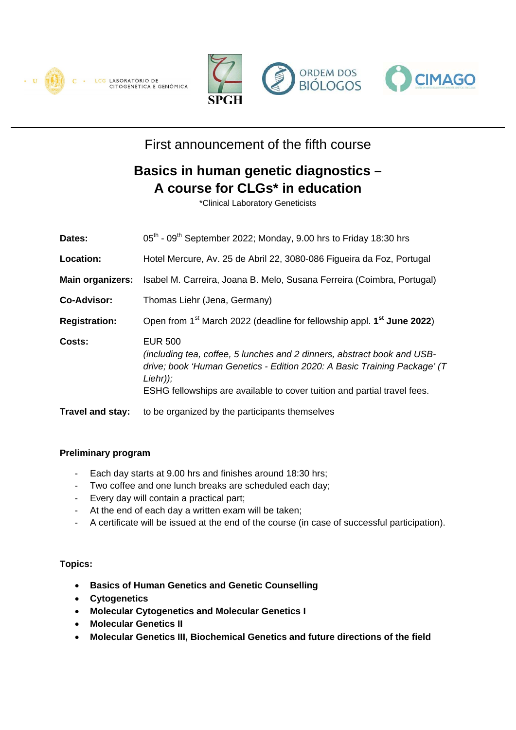First announcement of the fifth course

# Basics in human genetic diagnostics – A course for CLGs* in education

*Clinical Laboratory Geneticists

| | |
|---|---|
| **Dates:** | 05th - 09th September 2022; Monday, 9.00 hrs to Friday 18:30 hrs |
| **Location:** | Hotel Mercure, Av. 25 de Abril 22, 3080-086 Figueira da Foz, Portugal |
| **Main organizers:** | Isabel M. Carreira, Joana B. Melo, Susana Ferreira (Coimbra, Portugal) |
| **Co-Advisor:** | Thomas Liehr (Jena, Germany) |
| **Registration:** | Open from 1st March 2022 (deadline for fellowship appl. **1st June 2022**) |
| **Costs:** | EUR 500 *(including tea, coffee, 5 lunches and 2 dinners, abstract book and USB-drive; book 'Human Genetics - Edition 2020: A Basic Training Package' (T Liehr));* ESHG fellowships are available to cover tuition and partial travel fees. |
| **Travel and stay:** | to be organized by the participants themselves |

**Preliminary program**

- Each day starts at 9.00 hrs and finishes around 18:30 hrs;
- Two coffee and one lunch breaks are scheduled each day;
- Every day will contain a practical part;
- At the end of each day a written exam will be taken;
- A certificate will be issued at the end of the course (in case of successful participation).

**Topics:**

- **Basics of Human Genetics and Genetic Counselling**
- **Cytogenetics**
- **Molecular Cytogenetics and Molecular Genetics I**
- **Molecular Genetics II**
- **Molecular Genetics III, Biochemical Genetics and future directions of the field**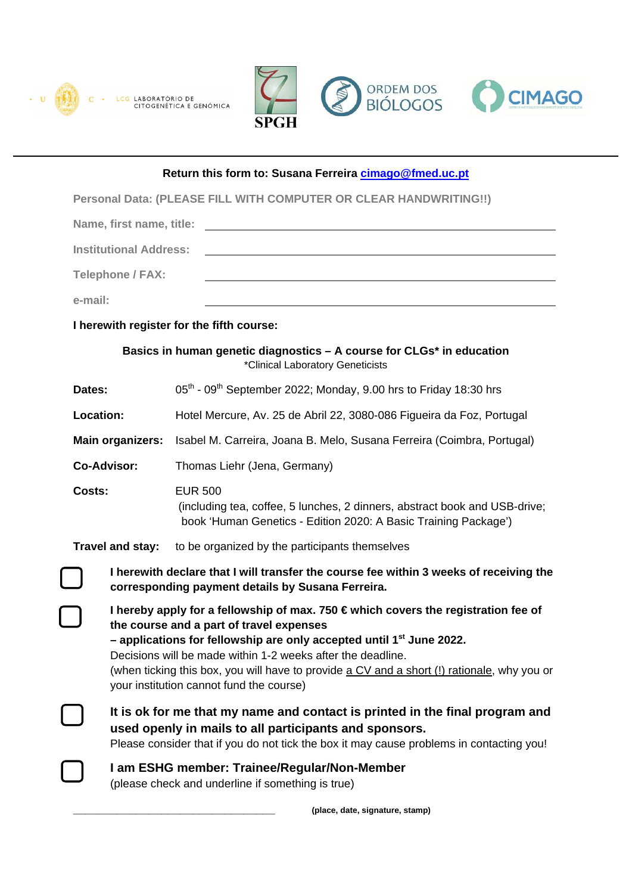**Return this form to: Susana Ferreira cimago@fmed.uc.pt**

**Personal Data: (PLEASE FILL WITH COMPUTER OR CLEAR HANDWRITING!!)**

**Name, first name, title:** ______________________________

**Institutional Address:** ______________________________

**Telephone / FAX:** ______________________________

**e-mail:** ______________________________

**I herewith register for the fifth course:**

**Basics in human genetic diagnostics – A course for CLGs\* in education**
\*Clinical Laboratory Geneticists

| | |
|---|---|
| **Dates:** | 05th - 09th September 2022; Monday, 9.00 hrs to Friday 18:30 hrs |
| **Location:** | Hotel Mercure, Av. 25 de Abril 22, 3080-086 Figueira da Foz, Portugal |
| **Main organizers:** | Isabel M. Carreira, Joana B. Melo, Susana Ferreira (Coimbra, Portugal) |
| **Co-Advisor:** | Thomas Liehr (Jena, Germany) |
| **Costs:** | EUR 500 (including tea, coffee, 5 lunches, 2 dinners, abstract book and USB-drive; book 'Human Genetics - Edition 2020: A Basic Training Package') |
| **Travel and stay:** | to be organized by the participants themselves |

☐ **I herewith declare that I will transfer the course fee within 3 weeks of receiving the corresponding payment details by Susana Ferreira.**

☐ **I hereby apply for a fellowship of max. 750 € which covers the registration fee of the course and a part of travel expenses**
**– applications for fellowship are only accepted until 1st June 2022.**
Decisions will be made within 1-2 weeks after the deadline.
(when ticking this box, you will have to provide a CV and a short (!) rationale, why you or your institution cannot fund the course)

☐ **It is ok for me that my name and contact is printed in the final program and used openly in mails to all participants and sponsors.**
Please consider that if you do not tick the box it may cause problems in contacting you!

☐ **I am ESHG member: Trainee/Regular/Non-Member**
(please check and underline if something is true)

________________________________ **(place, date, signature, stamp)**